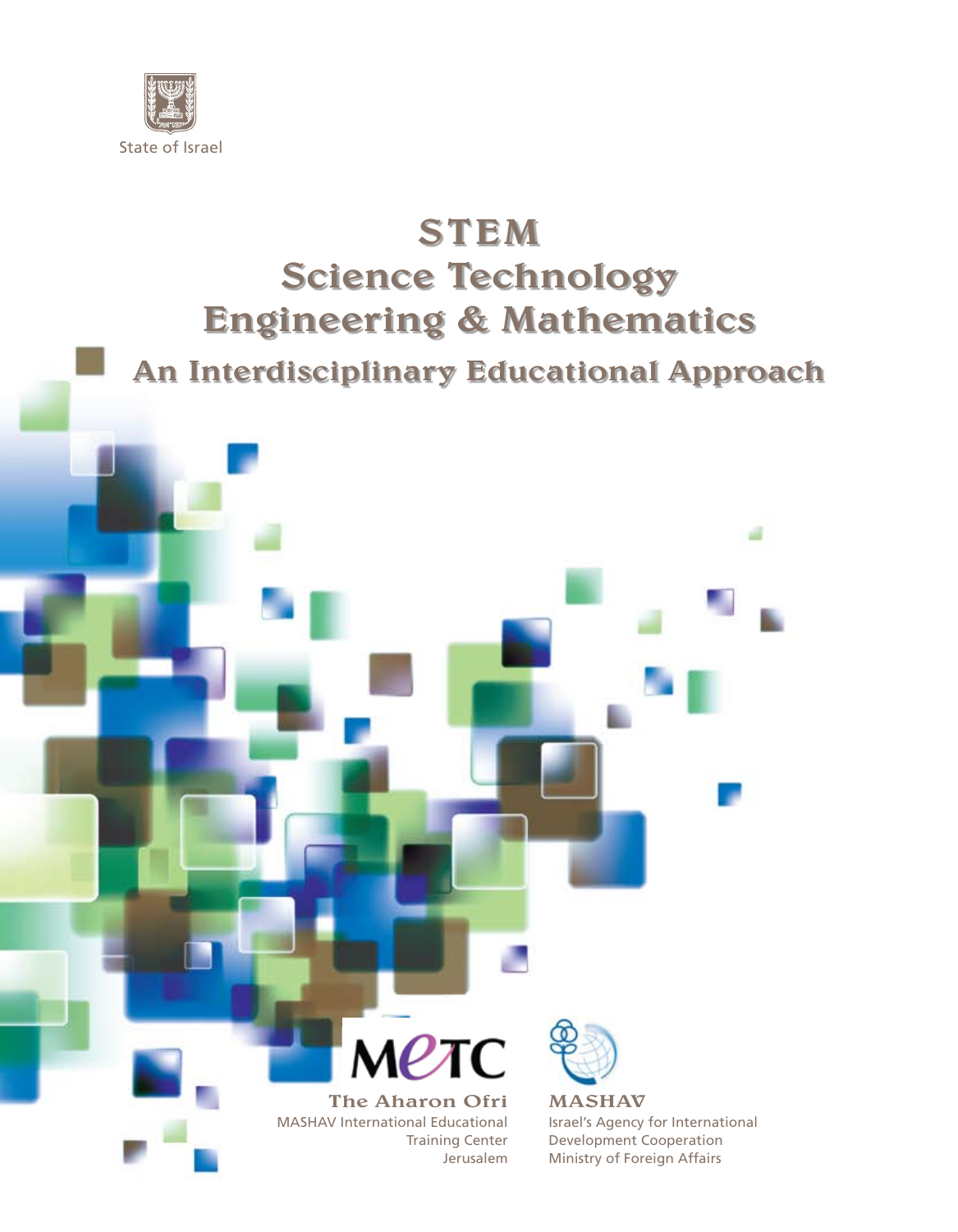State of Israel

# STEM

# Science Technology Engineering & Mathematics

## An Interdisciplinary Educational Approach

MeTC

**The Aharon Ofri**

MASHAV International Educational Training Center

Jerusalem

**MASHAV**

Israel's Agency for International Development Cooperation

Ministry of Foreign Affairs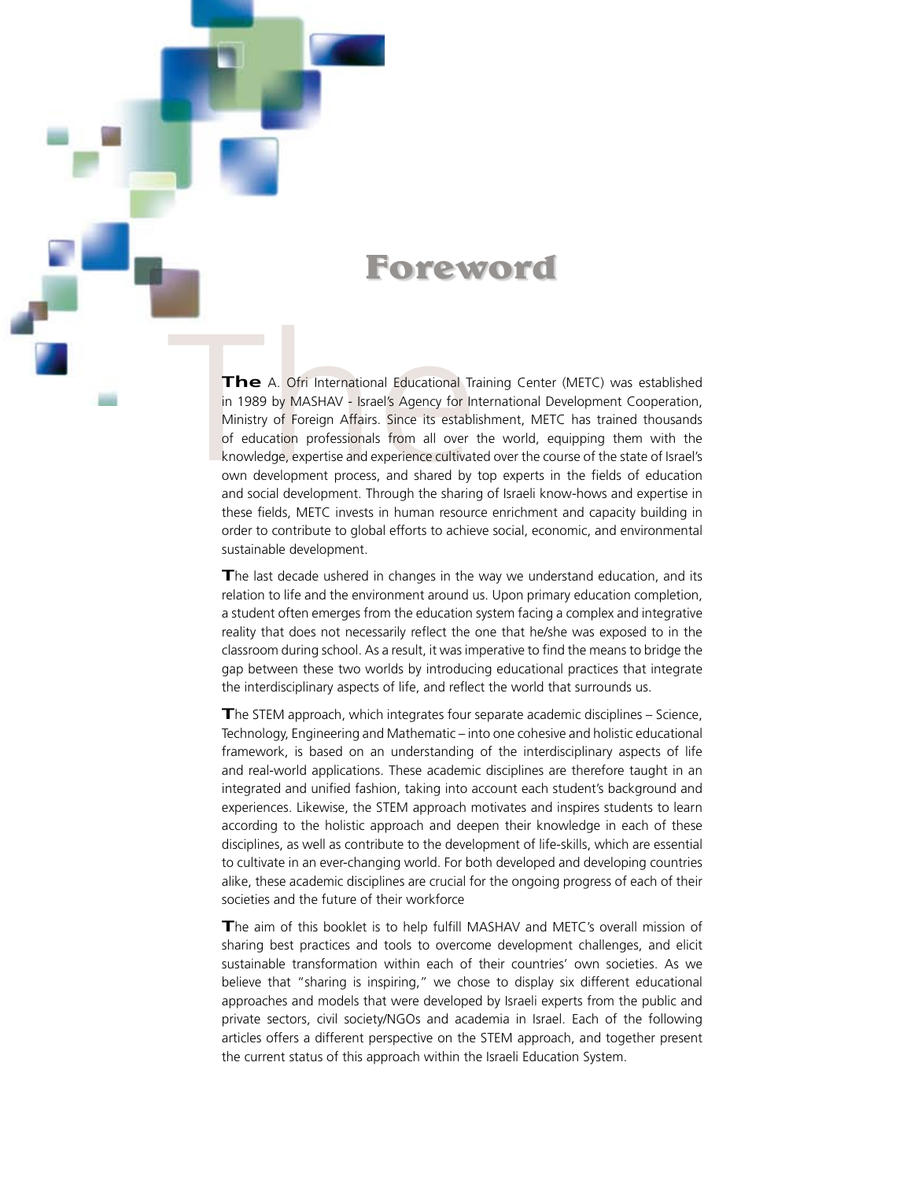# Foreword

**The** A. Ofri International Educational Training Center (METC) was established in 1989 by MASHAV - Israel's Agency for International Development Cooperation, Ministry of Foreign Affairs. Since its establishment, METC has trained thousands of education professionals from all over the world, equipping them with the knowledge, expertise and experience cultivated over the course of the state of Israel's own development process, and shared by top experts in the fields of education and social development. Through the sharing of Israeli know-hows and expertise in these fields, METC invests in human resource enrichment and capacity building in order to contribute to global efforts to achieve social, economic, and environmental sustainable development.

The last decade ushered in changes in the way we understand education, and its relation to life and the environment around us. Upon primary education completion, a student often emerges from the education system facing a complex and integrative reality that does not necessarily reflect the one that he/she was exposed to in the classroom during school. As a result, it was imperative to find the means to bridge the gap between these two worlds by introducing educational practices that integrate the interdisciplinary aspects of life, and reflect the world that surrounds us.

The STEM approach, which integrates four separate academic disciplines – Science, Technology, Engineering and Mathematic – into one cohesive and holistic educational framework, is based on an understanding of the interdisciplinary aspects of life and real-world applications. These academic disciplines are therefore taught in an integrated and unified fashion, taking into account each student's background and experiences. Likewise, the STEM approach motivates and inspires students to learn according to the holistic approach and deepen their knowledge in each of these disciplines, as well as contribute to the development of life-skills, which are essential to cultivate in an ever-changing world. For both developed and developing countries alike, these academic disciplines are crucial for the ongoing progress of each of their societies and the future of their workforce

The aim of this booklet is to help fulfill MASHAV and METC's overall mission of sharing best practices and tools to overcome development challenges, and elicit sustainable transformation within each of their countries' own societies. As we believe that "sharing is inspiring," we chose to display six different educational approaches and models that were developed by Israeli experts from the public and private sectors, civil society/NGOs and academia in Israel. Each of the following articles offers a different perspective on the STEM approach, and together present the current status of this approach within the Israeli Education System.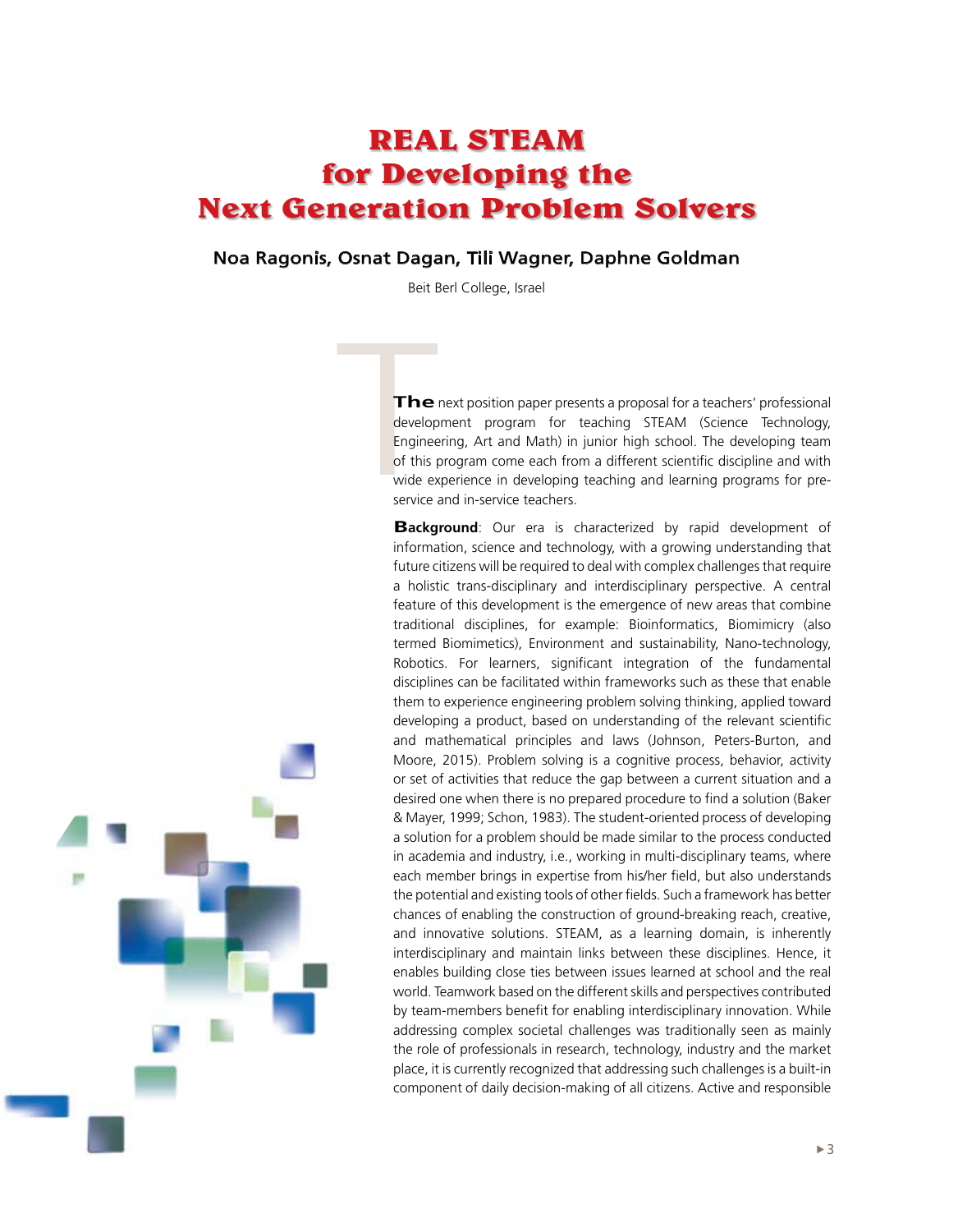# REAL STEAM for Developing the Next Generation Problem Solvers

**Noa Ragonis, Osnat Dagan, Tili Wagner, Daphne Goldman**

Beit Berl College, Israel

**The** next position paper presents a proposal for a teachers' professional development program for teaching STEAM (Science Technology, Engineering, Art and Math) in junior high school. The developing team of this program come each from a different scientific discipline and with wide experience in developing teaching and learning programs for pre-service and in-service teachers.

**Background**: Our era is characterized by rapid development of information, science and technology, with a growing understanding that future citizens will be required to deal with complex challenges that require a holistic trans-disciplinary and interdisciplinary perspective. A central feature of this development is the emergence of new areas that combine traditional disciplines, for example: Bioinformatics, Biomimicry (also termed Biomimetics), Environment and sustainability, Nano-technology, Robotics. For learners, significant integration of the fundamental disciplines can be facilitated within frameworks such as these that enable them to experience engineering problem solving thinking, applied toward developing a product, based on understanding of the relevant scientific and mathematical principles and laws (Johnson, Peters-Burton, and Moore, 2015). Problem solving is a cognitive process, behavior, activity or set of activities that reduce the gap between a current situation and a desired one when there is no prepared procedure to find a solution (Baker & Mayer, 1999; Schon, 1983). The student-oriented process of developing a solution for a problem should be made similar to the process conducted in academia and industry, i.e., working in multi-disciplinary teams, where each member brings in expertise from his/her field, but also understands the potential and existing tools of other fields. Such a framework has better chances of enabling the construction of ground-breaking reach, creative, and innovative solutions. STEAM, as a learning domain, is inherently interdisciplinary and maintain links between these disciplines. Hence, it enables building close ties between issues learned at school and the real world. Teamwork based on the different skills and perspectives contributed by team-members benefit for enabling interdisciplinary innovation. While addressing complex societal challenges was traditionally seen as mainly the role of professionals in research, technology, industry and the market place, it is currently recognized that addressing such challenges is a built-in component of daily decision-making of all citizens. Active and responsible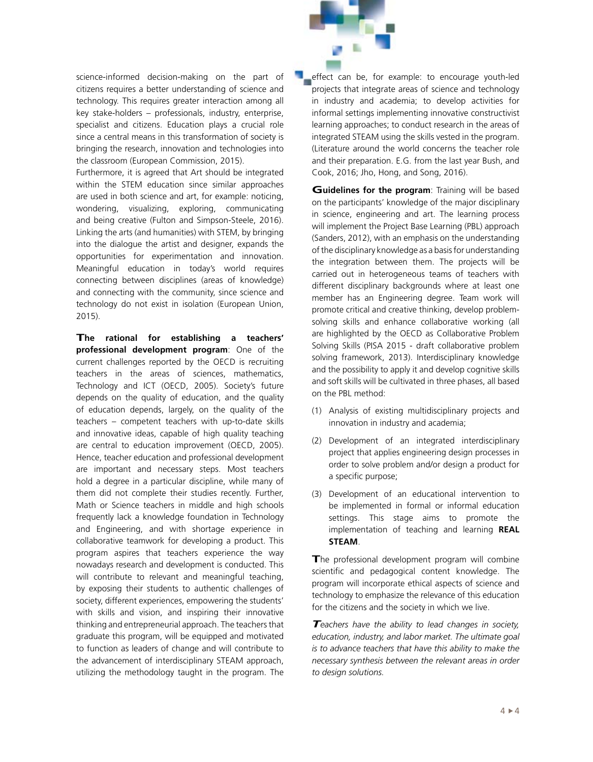science-informed decision-making on the part of citizens requires a better understanding of science and technology. This requires greater interaction among all key stake-holders – professionals, industry, enterprise, specialist and citizens. Education plays a crucial role since a central means in this transformation of society is bringing the research, innovation and technologies into the classroom (European Commission, 2015).

Furthermore, it is agreed that Art should be integrated within the STEM education since similar approaches are used in both science and art, for example: noticing, wondering, visualizing, exploring, communicating and being creative (Fulton and Simpson-Steele, 2016). Linking the arts (and humanities) with STEM, by bringing into the dialogue the artist and designer, expands the opportunities for experimentation and innovation. Meaningful education in today's world requires connecting between disciplines (areas of knowledge) and connecting with the community, since science and technology do not exist in isolation (European Union, 2015).

**The rational for establishing a teachers' professional development program**: One of the current challenges reported by the OECD is recruiting teachers in the areas of sciences, mathematics, Technology and ICT (OECD, 2005). Society's future depends on the quality of education, and the quality of education depends, largely, on the quality of the teachers – competent teachers with up-to-date skills and innovative ideas, capable of high quality teaching are central to education improvement (OECD, 2005). Hence, teacher education and professional development are important and necessary steps. Most teachers hold a degree in a particular discipline, while many of them did not complete their studies recently. Further, Math or Science teachers in middle and high schools frequently lack a knowledge foundation in Technology and Engineering, and with shortage experience in collaborative teamwork for developing a product. This program aspires that teachers experience the way nowadays research and development is conducted. This will contribute to relevant and meaningful teaching, by exposing their students to authentic challenges of society, different experiences, empowering the students' with skills and vision, and inspiring their innovative thinking and entrepreneurial approach. The teachers that graduate this program, will be equipped and motivated to function as leaders of change and will contribute to the advancement of interdisciplinary STEAM approach, utilizing the methodology taught in the program. The effect can be, for example: to encourage youth-led projects that integrate areas of science and technology in industry and academia; to develop activities for informal settings implementing innovative constructivist learning approaches; to conduct research in the areas of integrated STEAM using the skills vested in the program. (Literature around the world concerns the teacher role and their preparation. E.G. from the last year Bush, and Cook, 2016; Jho, Hong, and Song, 2016).

**Guidelines for the program**: Training will be based on the participants' knowledge of the major disciplinary in science, engineering and art. The learning process will implement the Project Base Learning (PBL) approach (Sanders, 2012), with an emphasis on the understanding of the disciplinary knowledge as a basis for understanding the integration between them. The projects will be carried out in heterogeneous teams of teachers with different disciplinary backgrounds where at least one member has an Engineering degree. Team work will promote critical and creative thinking, develop problem-solving skills and enhance collaborative working (all are highlighted by the OECD as Collaborative Problem Solving Skills (PISA 2015 - draft collaborative problem solving framework, 2013). Interdisciplinary knowledge and the possibility to apply it and develop cognitive skills and soft skills will be cultivated in three phases, all based on the PBL method:

(1) Analysis of existing multidisciplinary projects and innovation in industry and academia;

(2) Development of an integrated interdisciplinary project that applies engineering design processes in order to solve problem and/or design a product for a specific purpose;

(3) Development of an educational intervention to be implemented in formal or informal education settings. This stage aims to promote the implementation of teaching and learning **REAL STEAM**.

The professional development program will combine scientific and pedagogical content knowledge. The program will incorporate ethical aspects of science and technology to emphasize the relevance of this education for the citizens and the society in which we live.

*Teachers have the ability to lead changes in society, education, industry, and labor market. The ultimate goal is to advance teachers that have this ability to make the necessary synthesis between the relevant areas in order to design solutions.*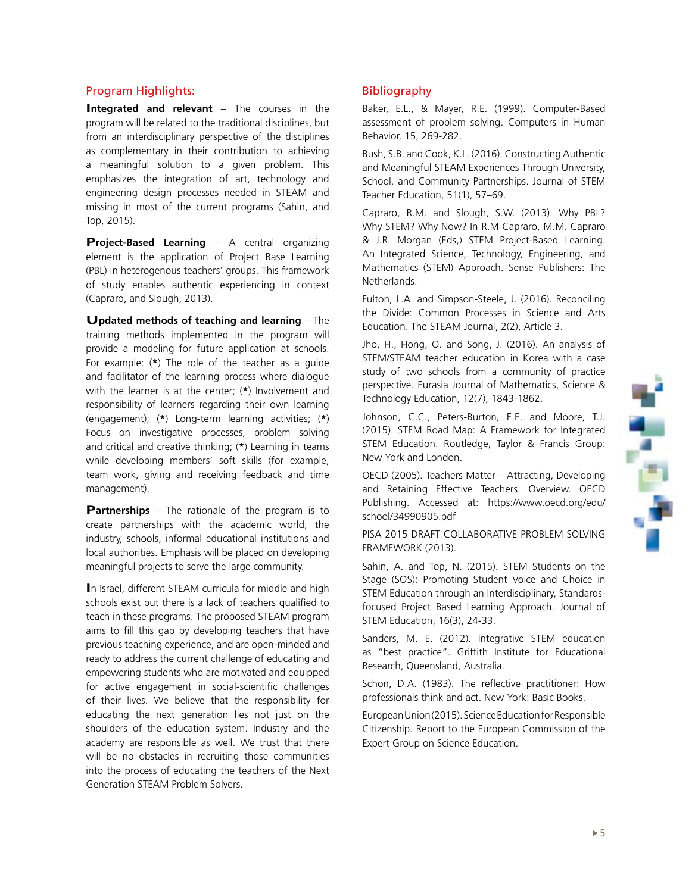## Program Highlights:

**Integrated and relevant** – The courses in the program will be related to the traditional disciplines, but from an interdisciplinary perspective of the disciplines as complementary in their contribution to achieving a meaningful solution to a given problem. This emphasizes the integration of art, technology and engineering design processes needed in STEAM and missing in most of the current programs (Sahin, and Top, 2015).

**Project-Based Learning** – A central organizing element is the application of Project Base Learning (PBL) in heterogenous teachers' groups. This framework of study enables authentic experiencing in context (Capraro, and Slough, 2013).

**Updated methods of teaching and learning** – The training methods implemented in the program will provide a modeling for future application at schools. For example: (*) The role of the teacher as a guide and facilitator of the learning process where dialogue with the learner is at the center; (*) Involvement and responsibility of learners regarding their own learning (engagement); (*) Long-term learning activities; (*) Focus on investigative processes, problem solving and critical and creative thinking; (*) Learning in teams while developing members' soft skills (for example, team work, giving and receiving feedback and time management).

**Partnerships** – The rationale of the program is to create partnerships with the academic world, the industry, schools, informal educational institutions and local authorities. Emphasis will be placed on developing meaningful projects to serve the large community.

In Israel, different STEAM curricula for middle and high schools exist but there is a lack of teachers qualified to teach in these programs. The proposed STEAM program aims to fill this gap by developing teachers that have previous teaching experience, and are open-minded and ready to address the current challenge of educating and empowering students who are motivated and equipped for active engagement in social-scientific challenges of their lives. We believe that the responsibility for educating the next generation lies not just on the shoulders of the education system. Industry and the academy are responsible as well. We trust that there will be no obstacles in recruiting those communities into the process of educating the teachers of the Next Generation STEAM Problem Solvers.

## Bibliography

Baker, E.L., & Mayer, R.E. (1999). Computer-Based assessment of problem solving. Computers in Human Behavior, 15, 269-282.

Bush, S.B. and Cook, K.L. (2016). Constructing Authentic and Meaningful STEAM Experiences Through University, School, and Community Partnerships. Journal of STEM Teacher Education, 51(1), 57–69.

Capraro, R.M. and Slough, S.W. (2013). Why PBL? Why STEM? Why Now? In R.M Capraro, M.M. Capraro & J.R. Morgan (Eds,) STEM Project-Based Learning. An Integrated Science, Technology, Engineering, and Mathematics (STEM) Approach. Sense Publishers: The Netherlands.

Fulton, L.A. and Simpson-Steele, J. (2016). Reconciling the Divide: Common Processes in Science and Arts Education. The STEAM Journal, 2(2), Article 3.

Jho, H., Hong, O. and Song, J. (2016). An analysis of STEM/STEAM teacher education in Korea with a case study of two schools from a community of practice perspective. Eurasia Journal of Mathematics, Science & Technology Education, 12(7), 1843-1862.

Johnson, C.C., Peters-Burton, E.E. and Moore, T.J. (2015). STEM Road Map: A Framework for Integrated STEM Education. Routledge, Taylor & Francis Group: New York and London.

OECD (2005). Teachers Matter – Attracting, Developing and Retaining Effective Teachers. Overview. OECD Publishing. Accessed at: https://www.oecd.org/edu/school/34990905.pdf

PISA 2015 DRAFT COLLABORATIVE PROBLEM SOLVING FRAMEWORK (2013).

Sahin, A. and Top, N. (2015). STEM Students on the Stage (SOS): Promoting Student Voice and Choice in STEM Education through an Interdisciplinary, Standards-focused Project Based Learning Approach. Journal of STEM Education, 16(3), 24-33.

Sanders, M. E. (2012). Integrative STEM education as "best practice". Griffith Institute for Educational Research, Queensland, Australia.

Schon, D.A. (1983). The reflective practitioner: How professionals think and act. New York: Basic Books.

European Union (2015). Science Education for Responsible Citizenship. Report to the European Commission of the Expert Group on Science Education.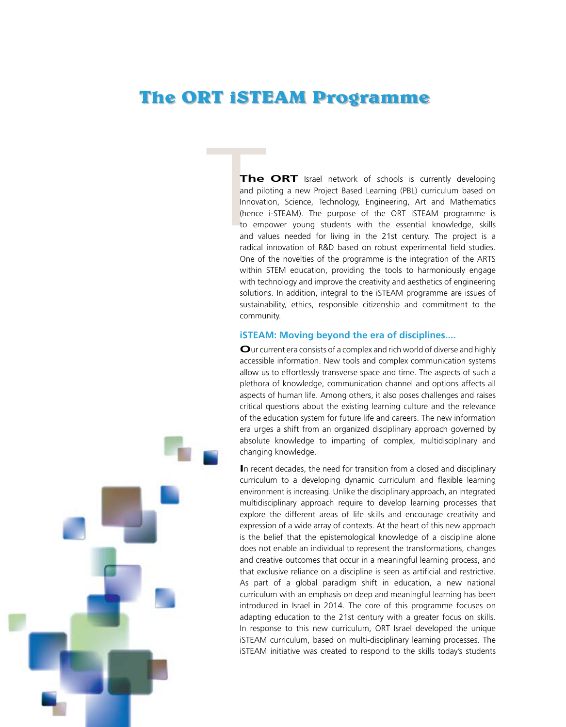# The ORT iSTEAM Programme

**The ORT** Israel network of schools is currently developing and piloting a new Project Based Learning (PBL) curriculum based on Innovation, Science, Technology, Engineering, Art and Mathematics (hence i-STEAM). The purpose of the ORT iSTEAM programme is to empower young students with the essential knowledge, skills and values needed for living in the 21st century. The project is a radical innovation of R&D based on robust experimental field studies. One of the novelties of the programme is the integration of the ARTS within STEM education, providing the tools to harmoniously engage with technology and improve the creativity and aesthetics of engineering solutions. In addition, integral to the iSTEAM programme are issues of sustainability, ethics, responsible citizenship and commitment to the community.

## iSTEAM: Moving beyond the era of disciplines....

Our current era consists of a complex and rich world of diverse and highly accessible information. New tools and complex communication systems allow us to effortlessly transverse space and time. The aspects of such a plethora of knowledge, communication channel and options affects all aspects of human life. Among others, it also poses challenges and raises critical questions about the existing learning culture and the relevance of the education system for future life and careers. The new information era urges a shift from an organized disciplinary approach governed by absolute knowledge to imparting of complex, multidisciplinary and changing knowledge.

In recent decades, the need for transition from a closed and disciplinary curriculum to a developing dynamic curriculum and flexible learning environment is increasing. Unlike the disciplinary approach, an integrated multidisciplinary approach require to develop learning processes that explore the different areas of life skills and encourage creativity and expression of a wide array of contexts. At the heart of this new approach is the belief that the epistemological knowledge of a discipline alone does not enable an individual to represent the transformations, changes and creative outcomes that occur in a meaningful learning process, and that exclusive reliance on a discipline is seen as artificial and restrictive. As part of a global paradigm shift in education, a new national curriculum with an emphasis on deep and meaningful learning has been introduced in Israel in 2014. The core of this programme focuses on adapting education to the 21st century with a greater focus on skills. In response to this new curriculum, ORT Israel developed the unique iSTEAM curriculum, based on multi-disciplinary learning processes. The iSTEAM initiative was created to respond to the skills today's students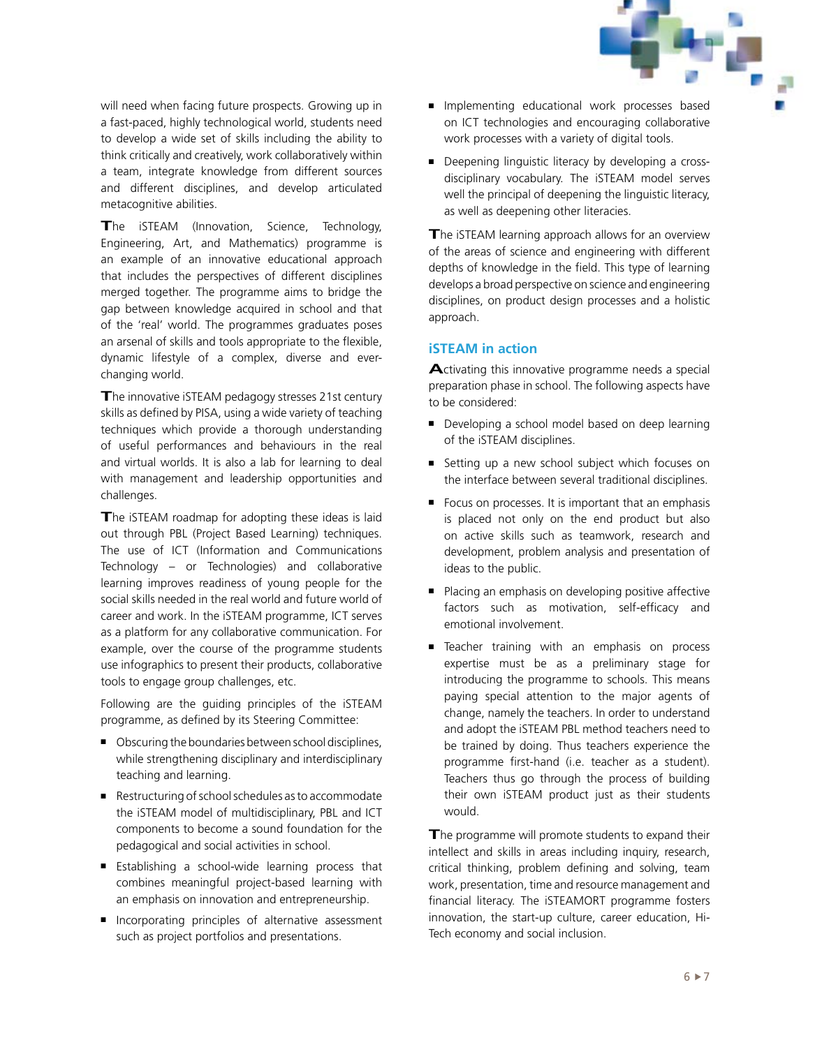will need when facing future prospects. Growing up in a fast-paced, highly technological world, students need to develop a wide set of skills including the ability to think critically and creatively, work collaboratively within a team, integrate knowledge from different sources and different disciplines, and develop articulated metacognitive abilities.

The iSTEAM (Innovation, Science, Technology, Engineering, Art, and Mathematics) programme is an example of an innovative educational approach that includes the perspectives of different disciplines merged together. The programme aims to bridge the gap between knowledge acquired in school and that of the 'real' world. The programmes graduates poses an arsenal of skills and tools appropriate to the flexible, dynamic lifestyle of a complex, diverse and ever-changing world.

The innovative iSTEAM pedagogy stresses 21st century skills as defined by PISA, using a wide variety of teaching techniques which provide a thorough understanding of useful performances and behaviours in the real and virtual worlds. It is also a lab for learning to deal with management and leadership opportunities and challenges.

The iSTEAM roadmap for adopting these ideas is laid out through PBL (Project Based Learning) techniques. The use of ICT (Information and Communications Technology – or Technologies) and collaborative learning improves readiness of young people for the social skills needed in the real world and future world of career and work. In the iSTEAM programme, ICT serves as a platform for any collaborative communication. For example, over the course of the programme students use infographics to present their products, collaborative tools to engage group challenges, etc.

Following are the guiding principles of the iSTEAM programme, as defined by its Steering Committee:

- Obscuring the boundaries between school disciplines, while strengthening disciplinary and interdisciplinary teaching and learning.
- Restructuring of school schedules as to accommodate the iSTEAM model of multidisciplinary, PBL and ICT components to become a sound foundation for the pedagogical and social activities in school.
- Establishing a school-wide learning process that combines meaningful project-based learning with an emphasis on innovation and entrepreneurship.
- Incorporating principles of alternative assessment such as project portfolios and presentations.
- Implementing educational work processes based on ICT technologies and encouraging collaborative work processes with a variety of digital tools.
- Deepening linguistic literacy by developing a cross-disciplinary vocabulary. The iSTEAM model serves well the principal of deepening the linguistic literacy, as well as deepening other literacies.

The iSTEAM learning approach allows for an overview of the areas of science and engineering with different depths of knowledge in the field. This type of learning develops a broad perspective on science and engineering disciplines, on product design processes and a holistic approach.

## iSTEAM in action

Activating this innovative programme needs a special preparation phase in school. The following aspects have to be considered:

- Developing a school model based on deep learning of the iSTEAM disciplines.
- Setting up a new school subject which focuses on the interface between several traditional disciplines.
- Focus on processes. It is important that an emphasis is placed not only on the end product but also on active skills such as teamwork, research and development, problem analysis and presentation of ideas to the public.
- Placing an emphasis on developing positive affective factors such as motivation, self-efficacy and emotional involvement.
- Teacher training with an emphasis on process expertise must be as a preliminary stage for introducing the programme to schools. This means paying special attention to the major agents of change, namely the teachers. In order to understand and adopt the iSTEAM PBL method teachers need to be trained by doing. Thus teachers experience the programme first-hand (i.e. teacher as a student). Teachers thus go through the process of building their own iSTEAM product just as their students would.

The programme will promote students to expand their intellect and skills in areas including inquiry, research, critical thinking, problem defining and solving, team work, presentation, time and resource management and financial literacy. The iSTEAMORT programme fosters innovation, the start-up culture, career education, Hi-Tech economy and social inclusion.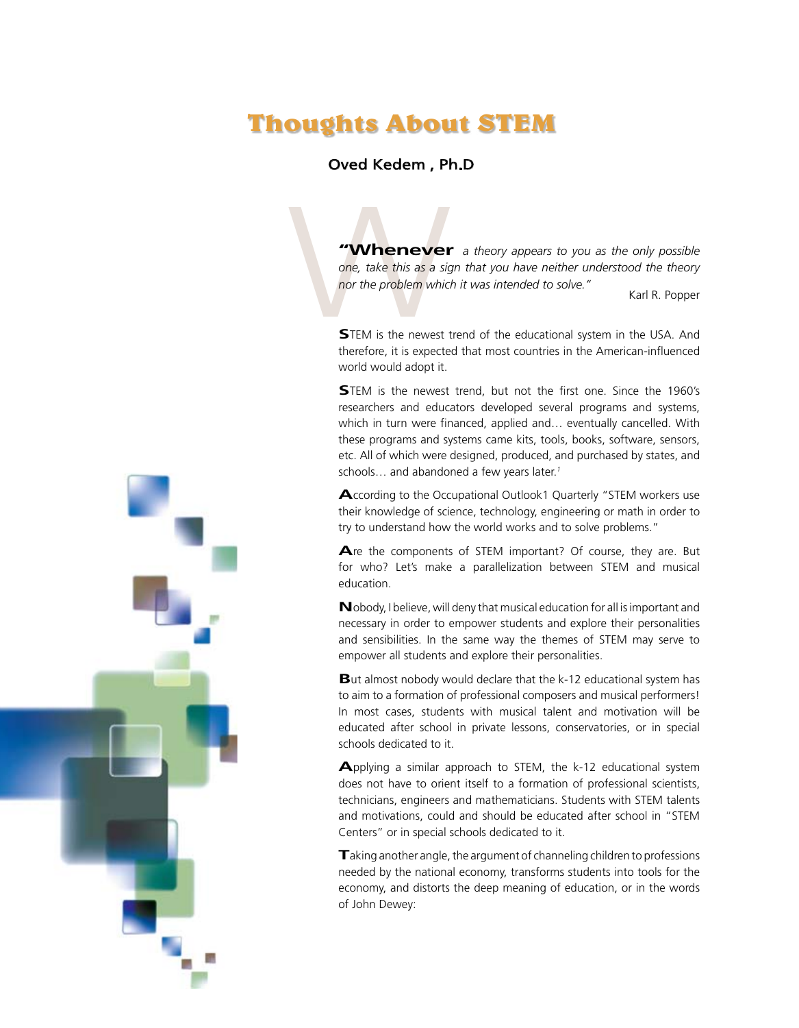# Thoughts About STEM

**Oved Kedem , Ph.D**

***"Whenever** a theory appears to you as the only possible one, take this as a sign that you have neither understood the theory nor the problem which it was intended to solve."*

Karl R. Popper

STEM is the newest trend of the educational system in the USA. And therefore, it is expected that most countries in the American-influenced world would adopt it.

STEM is the newest trend, but not the first one. Since the 1960's researchers and educators developed several programs and systems, which in turn were financed, applied and… eventually cancelled. With these programs and systems came kits, tools, books, software, sensors, etc. All of which were designed, produced, and purchased by states, and schools… and abandoned a few years later.[1]

According to the Occupational Outlook1 Quarterly "STEM workers use their knowledge of science, technology, engineering or math in order to try to understand how the world works and to solve problems."

Are the components of STEM important? Of course, they are. But for who? Let's make a parallelization between STEM and musical education.

Nobody, I believe, will deny that musical education for all is important and necessary in order to empower students and explore their personalities and sensibilities. In the same way the themes of STEM may serve to empower all students and explore their personalities.

But almost nobody would declare that the k-12 educational system has to aim to a formation of professional composers and musical performers! In most cases, students with musical talent and motivation will be educated after school in private lessons, conservatories, or in special schools dedicated to it.

Applying a similar approach to STEM, the k-12 educational system does not have to orient itself to a formation of professional scientists, technicians, engineers and mathematicians. Students with STEM talents and motivations, could and should be educated after school in "STEM Centers" or in special schools dedicated to it.

Taking another angle, the argument of channeling children to professions needed by the national economy, transforms students into tools for the economy, and distorts the deep meaning of education, or in the words of John Dewey: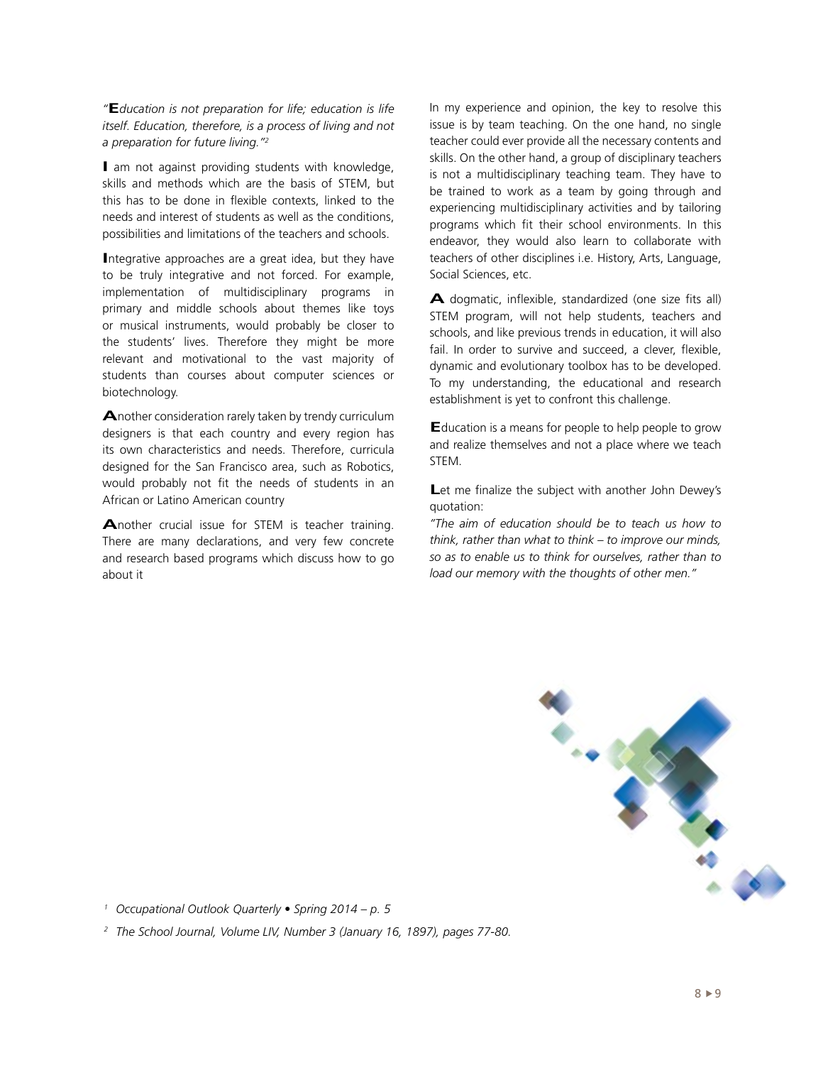*"Education is not preparation for life; education is life itself. Education, therefore, is a process of living and not a preparation for future living."*[2]

I am not against providing students with knowledge, skills and methods which are the basis of STEM, but this has to be done in flexible contexts, linked to the needs and interest of students as well as the conditions, possibilities and limitations of the teachers and schools.

Integrative approaches are a great idea, but they have to be truly integrative and not forced. For example, implementation of multidisciplinary programs in primary and middle schools about themes like toys or musical instruments, would probably be closer to the students' lives. Therefore they might be more relevant and motivational to the vast majority of students than courses about computer sciences or biotechnology.

Another consideration rarely taken by trendy curriculum designers is that each country and every region has its own characteristics and needs. Therefore, curricula designed for the San Francisco area, such as Robotics, would probably not fit the needs of students in an African or Latino American country

Another crucial issue for STEM is teacher training. There are many declarations, and very few concrete and research based programs which discuss how to go about it

In my experience and opinion, the key to resolve this issue is by team teaching. On the one hand, no single teacher could ever provide all the necessary contents and skills. On the other hand, a group of disciplinary teachers is not a multidisciplinary teaching team. They have to be trained to work as a team by going through and experiencing multidisciplinary activities and by tailoring programs which fit their school environments. In this endeavor, they would also learn to collaborate with teachers of other disciplines i.e. History, Arts, Language, Social Sciences, etc.

A dogmatic, inflexible, standardized (one size fits all) STEM program, will not help students, teachers and schools, and like previous trends in education, it will also fail. In order to survive and succeed, a clever, flexible, dynamic and evolutionary toolbox has to be developed. To my understanding, the educational and research establishment is yet to confront this challenge.

Education is a means for people to help people to grow and realize themselves and not a place where we teach STEM.

Let me finalize the subject with another John Dewey's quotation:
*"The aim of education should be to teach us how to think, rather than what to think – to improve our minds, so as to enable us to think for ourselves, rather than to load our memory with the thoughts of other men."*

[1] *Occupational Outlook Quarterly • Spring 2014 – p. 5*

[2] *The School Journal, Volume LIV, Number 3 (January 16, 1897), pages 77-80.*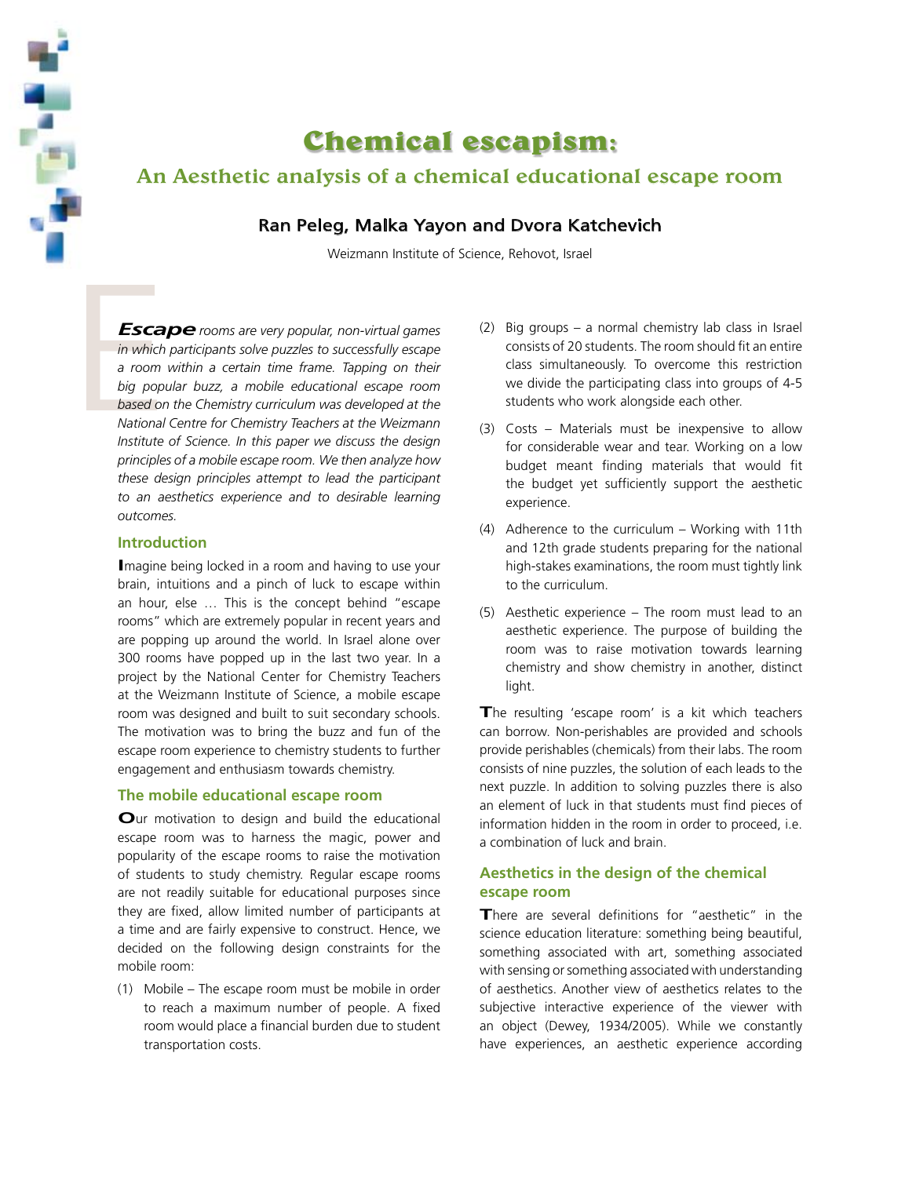# Chemical escapism:

## An Aesthetic analysis of a chemical educational escape room

**Ran Peleg, Malka Yayon and Dvora Katchevich**

Weizmann Institute of Science, Rehovot, Israel

*Escape rooms are very popular, non-virtual games in which participants solve puzzles to successfully escape a room within a certain time frame. Tapping on their big popular buzz, a mobile educational escape room based on the Chemistry curriculum was developed at the National Centre for Chemistry Teachers at the Weizmann Institute of Science. In this paper we discuss the design principles of a mobile escape room. We then analyze how these design principles attempt to lead the participant to an aesthetics experience and to desirable learning outcomes.*

### Introduction

Imagine being locked in a room and having to use your brain, intuitions and a pinch of luck to escape within an hour, else … This is the concept behind "escape rooms" which are extremely popular in recent years and are popping up around the world. In Israel alone over 300 rooms have popped up in the last two year. In a project by the National Center for Chemistry Teachers at the Weizmann Institute of Science, a mobile escape room was designed and built to suit secondary schools. The motivation was to bring the buzz and fun of the escape room experience to chemistry students to further engagement and enthusiasm towards chemistry.

### The mobile educational escape room

Our motivation to design and build the educational escape room was to harness the magic, power and popularity of the escape rooms to raise the motivation of students to study chemistry. Regular escape rooms are not readily suitable for educational purposes since they are fixed, allow limited number of participants at a time and are fairly expensive to construct. Hence, we decided on the following design constraints for the mobile room:

(1) Mobile – The escape room must be mobile in order to reach a maximum number of people. A fixed room would place a financial burden due to student transportation costs.

(2) Big groups – a normal chemistry lab class in Israel consists of 20 students. The room should fit an entire class simultaneously. To overcome this restriction we divide the participating class into groups of 4-5 students who work alongside each other.

(3) Costs – Materials must be inexpensive to allow for considerable wear and tear. Working on a low budget meant finding materials that would fit the budget yet sufficiently support the aesthetic experience.

(4) Adherence to the curriculum – Working with 11th and 12th grade students preparing for the national high-stakes examinations, the room must tightly link to the curriculum.

(5) Aesthetic experience – The room must lead to an aesthetic experience. The purpose of building the room was to raise motivation towards learning chemistry and show chemistry in another, distinct light.

The resulting 'escape room' is a kit which teachers can borrow. Non-perishables are provided and schools provide perishables (chemicals) from their labs. The room consists of nine puzzles, the solution of each leads to the next puzzle. In addition to solving puzzles there is also an element of luck in that students must find pieces of information hidden in the room in order to proceed, i.e. a combination of luck and brain.

### Aesthetics in the design of the chemical escape room

There are several definitions for "aesthetic" in the science education literature: something being beautiful, something associated with art, something associated with sensing or something associated with understanding of aesthetics. Another view of aesthetics relates to the subjective interactive experience of the viewer with an object (Dewey, 1934/2005). While we constantly have experiences, an aesthetic experience according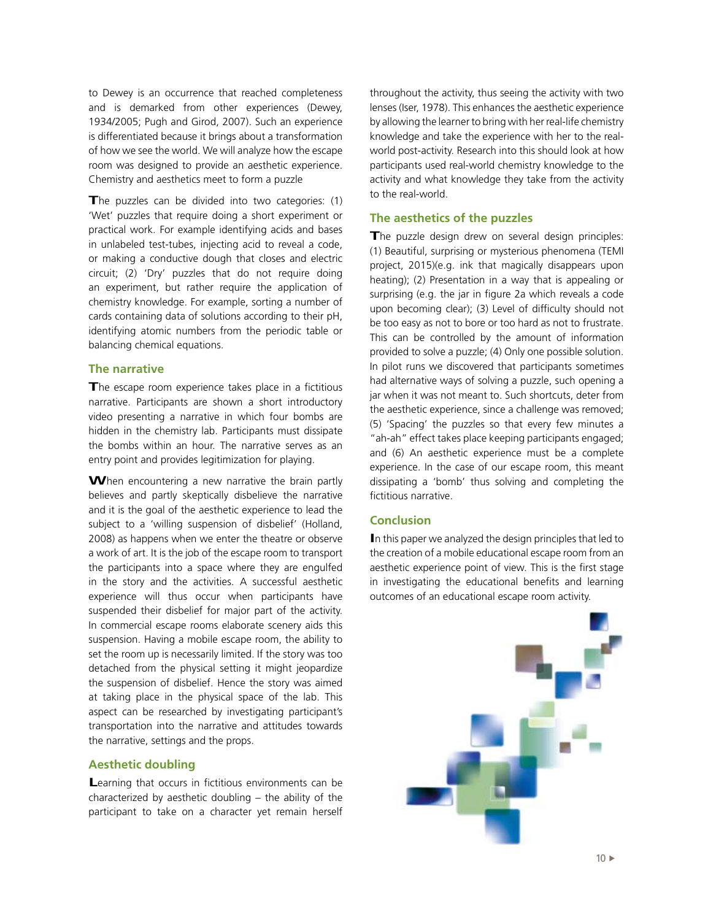to Dewey is an occurrence that reached completeness and is demarked from other experiences (Dewey, 1934/2005; Pugh and Girod, 2007). Such an experience is differentiated because it brings about a transformation of how we see the world. We will analyze how the escape room was designed to provide an aesthetic experience. Chemistry and aesthetics meet to form a puzzle

The puzzles can be divided into two categories: (1) 'Wet' puzzles that require doing a short experiment or practical work. For example identifying acids and bases in unlabeled test-tubes, injecting acid to reveal a code, or making a conductive dough that closes and electric circuit; (2) 'Dry' puzzles that do not require doing an experiment, but rather require the application of chemistry knowledge. For example, sorting a number of cards containing data of solutions according to their pH, identifying atomic numbers from the periodic table or balancing chemical equations.

## The narrative

The escape room experience takes place in a fictitious narrative. Participants are shown a short introductory video presenting a narrative in which four bombs are hidden in the chemistry lab. Participants must dissipate the bombs within an hour. The narrative serves as an entry point and provides legitimization for playing.

When encountering a new narrative the brain partly believes and partly skeptically disbelieve the narrative and it is the goal of the aesthetic experience to lead the subject to a 'willing suspension of disbelief' (Holland, 2008) as happens when we enter the theatre or observe a work of art. It is the job of the escape room to transport the participants into a space where they are engulfed in the story and the activities. A successful aesthetic experience will thus occur when participants have suspended their disbelief for major part of the activity. In commercial escape rooms elaborate scenery aids this suspension. Having a mobile escape room, the ability to set the room up is necessarily limited. If the story was too detached from the physical setting it might jeopardize the suspension of disbelief. Hence the story was aimed at taking place in the physical space of the lab. This aspect can be researched by investigating participant's transportation into the narrative and attitudes towards the narrative, settings and the props.

## Aesthetic doubling

Learning that occurs in fictitious environments can be characterized by aesthetic doubling – the ability of the participant to take on a character yet remain herself throughout the activity, thus seeing the activity with two lenses (Iser, 1978). This enhances the aesthetic experience by allowing the learner to bring with her real-life chemistry knowledge and take the experience with her to the real-world post-activity. Research into this should look at how participants used real-world chemistry knowledge to the activity and what knowledge they take from the activity to the real-world.

## The aesthetics of the puzzles

The puzzle design drew on several design principles: (1) Beautiful, surprising or mysterious phenomena (TEMI project, 2015)(e.g. ink that magically disappears upon heating); (2) Presentation in a way that is appealing or surprising (e.g. the jar in figure 2a which reveals a code upon becoming clear); (3) Level of difficulty should not be too easy as not to bore or too hard as not to frustrate. This can be controlled by the amount of information provided to solve a puzzle; (4) Only one possible solution. In pilot runs we discovered that participants sometimes had alternative ways of solving a puzzle, such opening a jar when it was not meant to. Such shortcuts, deter from the aesthetic experience, since a challenge was removed; (5) 'Spacing' the puzzles so that every few minutes a "ah-ah" effect takes place keeping participants engaged; and (6) An aesthetic experience must be a complete experience. In the case of our escape room, this meant dissipating a 'bomb' thus solving and completing the fictitious narrative.

## Conclusion

In this paper we analyzed the design principles that led to the creation of a mobile educational escape room from an aesthetic experience point of view. This is the first stage in investigating the educational benefits and learning outcomes of an educational escape room activity.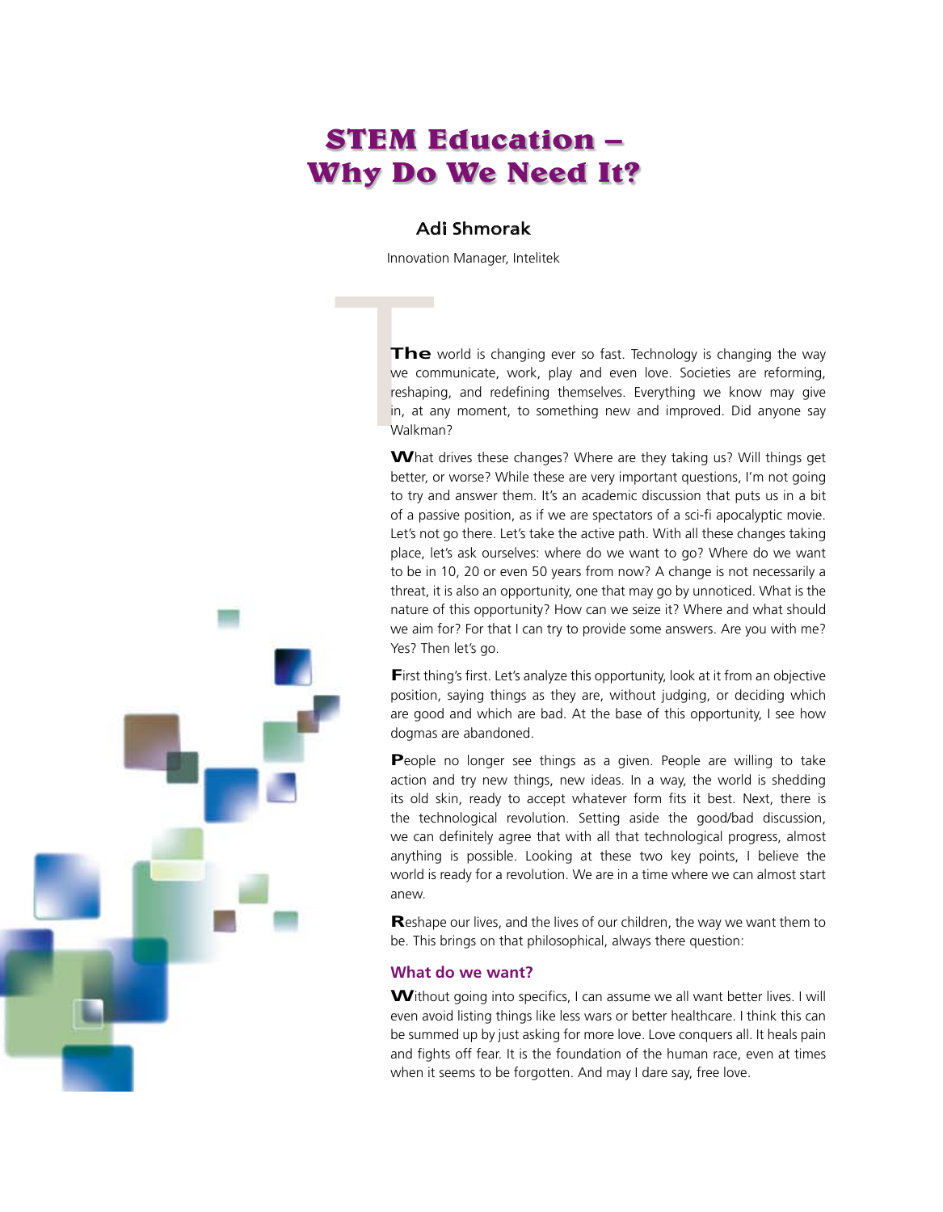# STEM Education – Why Do We Need It?

**Adi Shmorak**

Innovation Manager, Intelitek

The world is changing ever so fast. Technology is changing the way we communicate, work, play and even love. Societies are reforming, reshaping, and redefining themselves. Everything we know may give in, at any moment, to something new and improved. Did anyone say Walkman?

What drives these changes? Where are they taking us? Will things get better, or worse? While these are very important questions, I'm not going to try and answer them. It's an academic discussion that puts us in a bit of a passive position, as if we are spectators of a sci-fi apocalyptic movie. Let's not go there. Let's take the active path. With all these changes taking place, let's ask ourselves: where do we want to go? Where do we want to be in 10, 20 or even 50 years from now? A change is not necessarily a threat, it is also an opportunity, one that may go by unnoticed. What is the nature of this opportunity? How can we seize it? Where and what should we aim for? For that I can try to provide some answers. Are you with me? Yes? Then let's go.

First thing's first. Let's analyze this opportunity, look at it from an objective position, saying things as they are, without judging, or deciding which are good and which are bad. At the base of this opportunity, I see how dogmas are abandoned.

People no longer see things as a given. People are willing to take action and try new things, new ideas. In a way, the world is shedding its old skin, ready to accept whatever form fits it best. Next, there is the technological revolution. Setting aside the good/bad discussion, we can definitely agree that with all that technological progress, almost anything is possible. Looking at these two key points, I believe the world is ready for a revolution. We are in a time where we can almost start anew.

Reshape our lives, and the lives of our children, the way we want them to be. This brings on that philosophical, always there question:

### What do we want?

Without going into specifics, I can assume we all want better lives. I will even avoid listing things like less wars or better healthcare. I think this can be summed up by just asking for more love. Love conquers all. It heals pain and fights off fear. It is the foundation of the human race, even at times when it seems to be forgotten. And may I dare say, free love.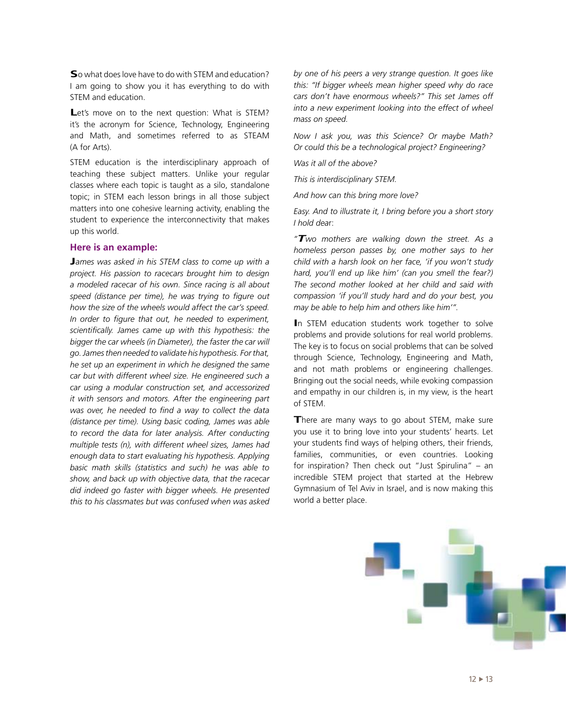So what does love have to do with STEM and education? I am going to show you it has everything to do with STEM and education.

Let's move on to the next question: What is STEM? it's the acronym for Science, Technology, Engineering and Math, and sometimes referred to as STEAM (A for Arts).

STEM education is the interdisciplinary approach of teaching these subject matters. Unlike your regular classes where each topic is taught as a silo, standalone topic; in STEM each lesson brings in all those subject matters into one cohesive learning activity, enabling the student to experience the interconnectivity that makes up this world.

### Here is an example:

*James was asked in his STEM class to come up with a project. His passion to racecars brought him to design a modeled racecar of his own. Since racing is all about speed (distance per time), he was trying to figure out how the size of the wheels would affect the car's speed. In order to figure that out, he needed to experiment, scientifically. James came up with this hypothesis: the bigger the car wheels (in Diameter), the faster the car will go. James then needed to validate his hypothesis. For that, he set up an experiment in which he designed the same car but with different wheel size. He engineered such a car using a modular construction set, and accessorized it with sensors and motors. After the engineering part was over, he needed to find a way to collect the data (distance per time). Using basic coding, James was able to record the data for later analysis. After conducting multiple tests (n), with different wheel sizes, James had enough data to start evaluating his hypothesis. Applying basic math skills (statistics and such) he was able to show, and back up with objective data, that the racecar did indeed go faster with bigger wheels. He presented this to his classmates but was confused when was asked by one of his peers a very strange question. It goes like this: "If bigger wheels mean higher speed why do race cars don't have enormous wheels?" This set James off into a new experiment looking into the effect of wheel mass on speed.*

*Now I ask you, was this Science? Or maybe Math? Or could this be a technological project? Engineering?*

*Was it all of the above?*

*This is interdisciplinary STEM.*

*And how can this bring more love?*

*Easy. And to illustrate it, I bring before you a short story I hold dear:*

*"Two mothers are walking down the street. As a homeless person passes by, one mother says to her child with a harsh look on her face, 'if you won't study hard, you'll end up like him' (can you smell the fear?) The second mother looked at her child and said with compassion 'if you'll study hard and do your best, you may be able to help him and others like him'".*

In STEM education students work together to solve problems and provide solutions for real world problems. The key is to focus on social problems that can be solved through Science, Technology, Engineering and Math, and not math problems or engineering challenges. Bringing out the social needs, while evoking compassion and empathy in our children is, in my view, is the heart of STEM.

There are many ways to go about STEM, make sure you use it to bring love into your students' hearts. Let your students find ways of helping others, their friends, families, communities, or even countries. Looking for inspiration? Then check out "Just Spirulina" – an incredible STEM project that started at the Hebrew Gymnasium of Tel Aviv in Israel, and is now making this world a better place.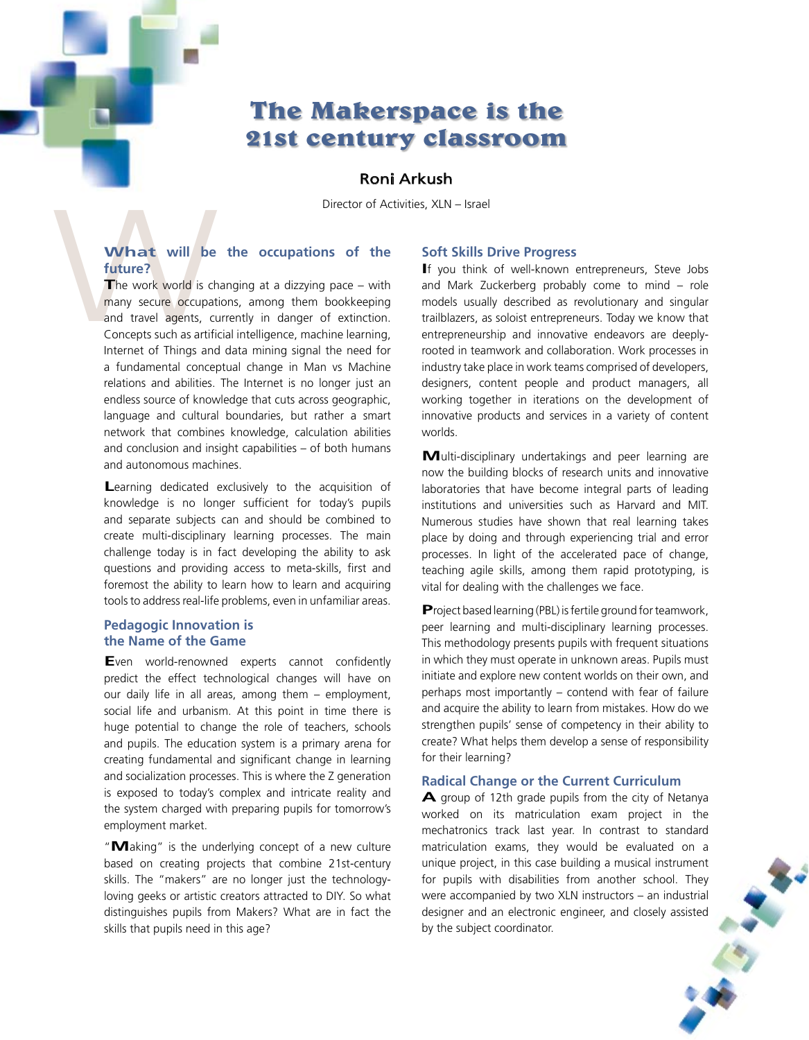# The Makerspace is the 21st century classroom

**Roni Arkush**

Director of Activities, XLN – Israel

## What will be the occupations of the future?

The work world is changing at a dizzying pace – with many secure occupations, among them bookkeeping and travel agents, currently in danger of extinction. Concepts such as artificial intelligence, machine learning, Internet of Things and data mining signal the need for a fundamental conceptual change in Man vs Machine relations and abilities. The Internet is no longer just an endless source of knowledge that cuts across geographic, language and cultural boundaries, but rather a smart network that combines knowledge, calculation abilities and conclusion and insight capabilities – of both humans and autonomous machines.

Learning dedicated exclusively to the acquisition of knowledge is no longer sufficient for today's pupils and separate subjects can and should be combined to create multi-disciplinary learning processes. The main challenge today is in fact developing the ability to ask questions and providing access to meta-skills, first and foremost the ability to learn how to learn and acquiring tools to address real-life problems, even in unfamiliar areas.

## Pedagogic Innovation is the Name of the Game

Even world-renowned experts cannot confidently predict the effect technological changes will have on our daily life in all areas, among them – employment, social life and urbanism. At this point in time there is huge potential to change the role of teachers, schools and pupils. The education system is a primary arena for creating fundamental and significant change in learning and socialization processes. This is where the Z generation is exposed to today's complex and intricate reality and the system charged with preparing pupils for tomorrow's employment market.

"Making" is the underlying concept of a new culture based on creating projects that combine 21st-century skills. The "makers" are no longer just the technology-loving geeks or artistic creators attracted to DIY. So what distinguishes pupils from Makers? What are in fact the skills that pupils need in this age?

## Soft Skills Drive Progress

If you think of well-known entrepreneurs, Steve Jobs and Mark Zuckerberg probably come to mind – role models usually described as revolutionary and singular trailblazers, as soloist entrepreneurs. Today we know that entrepreneurship and innovative endeavors are deeply-rooted in teamwork and collaboration. Work processes in industry take place in work teams comprised of developers, designers, content people and product managers, all working together in iterations on the development of innovative products and services in a variety of content worlds.

Multi-disciplinary undertakings and peer learning are now the building blocks of research units and innovative laboratories that have become integral parts of leading institutions and universities such as Harvard and MIT. Numerous studies have shown that real learning takes place by doing and through experiencing trial and error processes. In light of the accelerated pace of change, teaching agile skills, among them rapid prototyping, is vital for dealing with the challenges we face.

Project based learning (PBL) is fertile ground for teamwork, peer learning and multi-disciplinary learning processes. This methodology presents pupils with frequent situations in which they must operate in unknown areas. Pupils must initiate and explore new content worlds on their own, and perhaps most importantly – contend with fear of failure and acquire the ability to learn from mistakes. How do we strengthen pupils' sense of competency in their ability to create? What helps them develop a sense of responsibility for their learning?

## Radical Change or the Current Curriculum

A group of 12th grade pupils from the city of Netanya worked on its matriculation exam project in the mechatronics track last year. In contrast to standard matriculation exams, they would be evaluated on a unique project, in this case building a musical instrument for pupils with disabilities from another school. They were accompanied by two XLN instructors – an industrial designer and an electronic engineer, and closely assisted by the subject coordinator.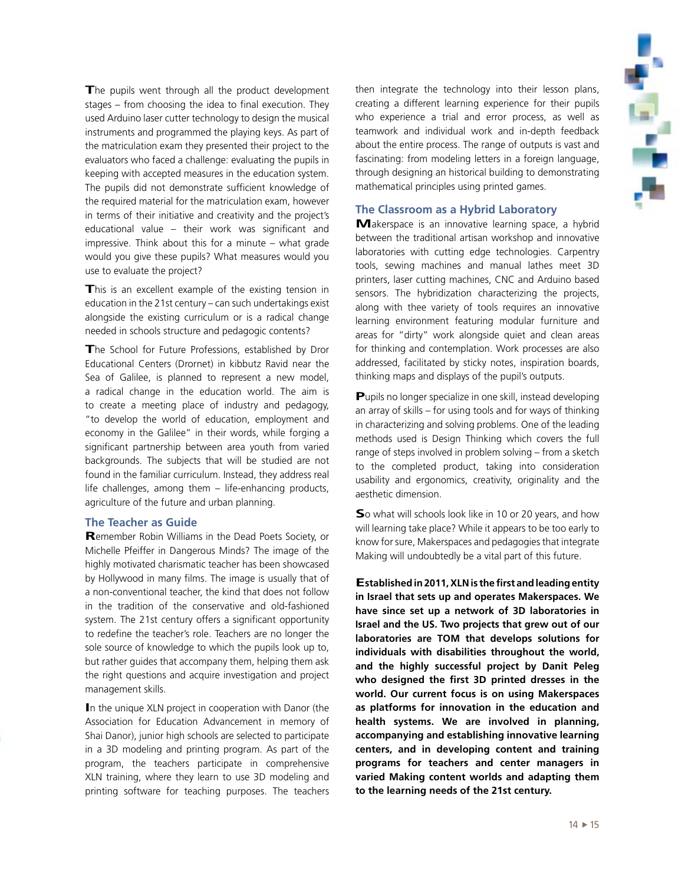The pupils went through all the product development stages – from choosing the idea to final execution. They used Arduino laser cutter technology to design the musical instruments and programmed the playing keys. As part of the matriculation exam they presented their project to the evaluators who faced a challenge: evaluating the pupils in keeping with accepted measures in the education system. The pupils did not demonstrate sufficient knowledge of the required material for the matriculation exam, however in terms of their initiative and creativity and the project's educational value – their work was significant and impressive. Think about this for a minute – what grade would you give these pupils? What measures would you use to evaluate the project?

This is an excellent example of the existing tension in education in the 21st century – can such undertakings exist alongside the existing curriculum or is a radical change needed in schools structure and pedagogic contents?

The School for Future Professions, established by Dror Educational Centers (Drornet) in kibbutz Ravid near the Sea of Galilee, is planned to represent a new model, a radical change in the education world. The aim is to create a meeting place of industry and pedagogy, "to develop the world of education, employment and economy in the Galilee" in their words, while forging a significant partnership between area youth from varied backgrounds. The subjects that will be studied are not found in the familiar curriculum. Instead, they address real life challenges, among them – life-enhancing products, agriculture of the future and urban planning.

## The Teacher as Guide

Remember Robin Williams in the Dead Poets Society, or Michelle Pfeiffer in Dangerous Minds? The image of the highly motivated charismatic teacher has been showcased by Hollywood in many films. The image is usually that of a non-conventional teacher, the kind that does not follow in the tradition of the conservative and old-fashioned system. The 21st century offers a significant opportunity to redefine the teacher's role. Teachers are no longer the sole source of knowledge to which the pupils look up to, but rather guides that accompany them, helping them ask the right questions and acquire investigation and project management skills.

In the unique XLN project in cooperation with Danor (the Association for Education Advancement in memory of Shai Danor), junior high schools are selected to participate in a 3D modeling and printing program. As part of the program, the teachers participate in comprehensive XLN training, where they learn to use 3D modeling and printing software for teaching purposes. The teachers then integrate the technology into their lesson plans, creating a different learning experience for their pupils who experience a trial and error process, as well as teamwork and individual work and in-depth feedback about the entire process. The range of outputs is vast and fascinating: from modeling letters in a foreign language, through designing an historical building to demonstrating mathematical principles using printed games.

## The Classroom as a Hybrid Laboratory

Makerspace is an innovative learning space, a hybrid between the traditional artisan workshop and innovative laboratories with cutting edge technologies. Carpentry tools, sewing machines and manual lathes meet 3D printers, laser cutting machines, CNC and Arduino based sensors. The hybridization characterizing the projects, along with thee variety of tools requires an innovative learning environment featuring modular furniture and areas for "dirty" work alongside quiet and clean areas for thinking and contemplation. Work processes are also addressed, facilitated by sticky notes, inspiration boards, thinking maps and displays of the pupil's outputs.

Pupils no longer specialize in one skill, instead developing an array of skills – for using tools and for ways of thinking in characterizing and solving problems. One of the leading methods used is Design Thinking which covers the full range of steps involved in problem solving – from a sketch to the completed product, taking into consideration usability and ergonomics, creativity, originality and the aesthetic dimension.

So what will schools look like in 10 or 20 years, and how will learning take place? While it appears to be too early to know for sure, Makerspaces and pedagogies that integrate Making will undoubtedly be a vital part of this future.

**Established in 2011, XLN is the first and leading entity in Israel that sets up and operates Makerspaces. We have since set up a network of 3D laboratories in Israel and the US. Two projects that grew out of our laboratories are TOM that develops solutions for individuals with disabilities throughout the world, and the highly successful project by Danit Peleg who designed the first 3D printed dresses in the world. Our current focus is on using Makerspaces as platforms for innovation in the education and health systems. We are involved in planning, accompanying and establishing innovative learning centers, and in developing content and training programs for teachers and center managers in varied Making content worlds and adapting them to the learning needs of the 21st century.**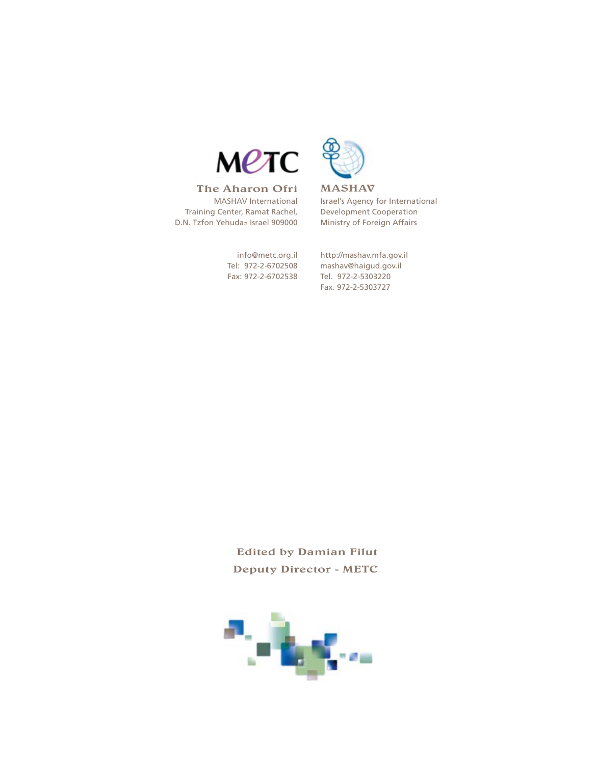METC

**The Aharon Ofri**

MASHAV International
Training Center, Ramat Rachel,
D.N. Tzfon Yehudan Israel 909000

info@metc.org.il
Tel: 972-2-6702508
Fax: 972-2-6702538

**MASHAV**

Israel's Agency for International
Development Cooperation
Ministry of Foreign Affairs

http://mashav.mfa.gov.il
mashav@haigud.gov.il
Tel. 972-2-5303220
Fax. 972-2-5303727

**Edited by Damian Filut**
**Deputy Director - METC**